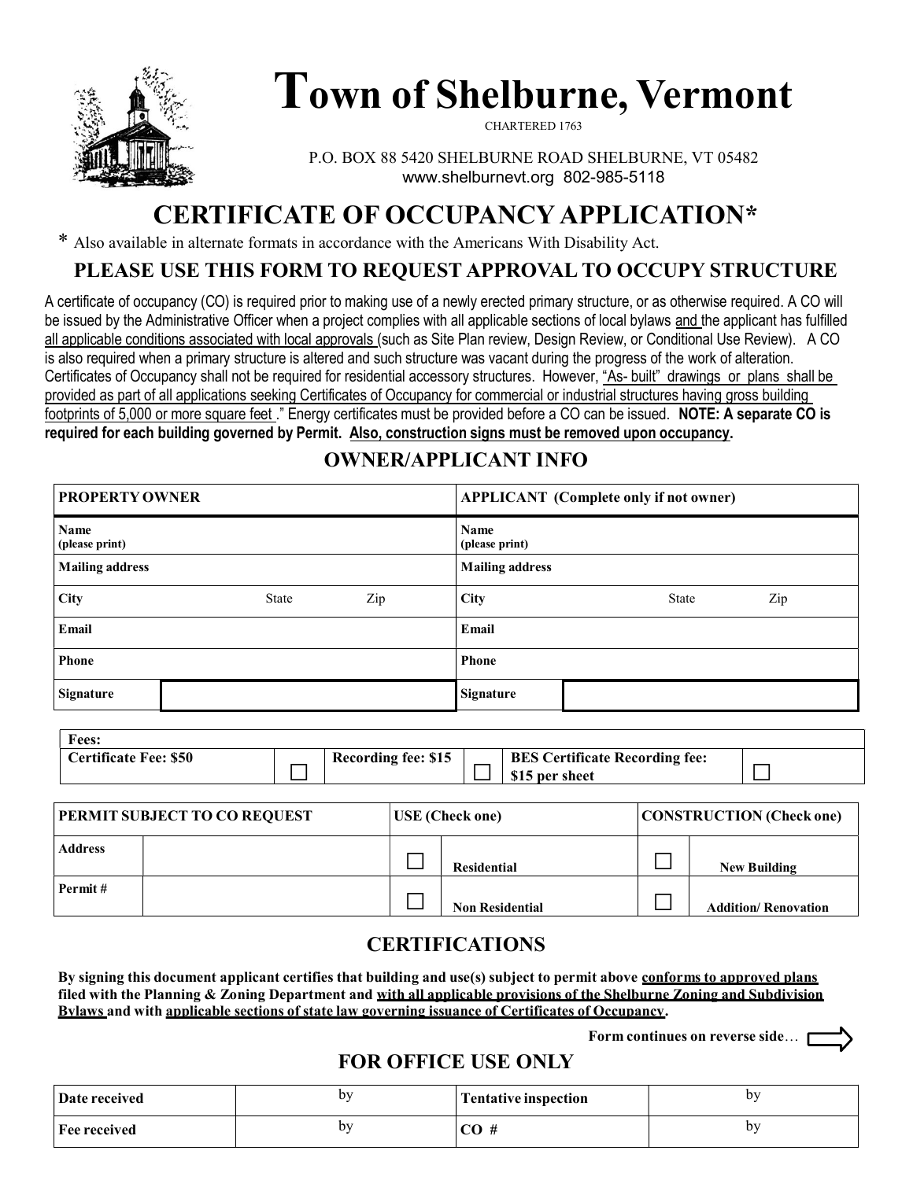# Town of Shelburne, Vermont

CHARTERED 1763

P.O. BOX 88 5420 SHELBURNE ROAD SHELBURNE, VT 05482
www.shelburnevt.org 802-985-5118

## CERTIFICATE OF OCCUPANCY APPLICATION*

\* Also available in alternate formats in accordance with the Americans With Disability Act.

### PLEASE USE THIS FORM TO REQUEST APPROVAL TO OCCUPY STRUCTURE

A certificate of occupancy (CO) is required prior to making use of a newly erected primary structure, or as otherwise required. A CO will be issued by the Administrative Officer when a project complies with all applicable sections of local bylaws and the applicant has fulfilled all applicable conditions associated with local approvals (such as Site Plan review, Design Review, or Conditional Use Review). A CO is also required when a primary structure is altered and such structure was vacant during the progress of the work of alteration. Certificates of Occupancy shall not be required for residential accessory structures. However, "As- built" drawings or plans shall be provided as part of all applications seeking Certificates of Occupancy for commercial or industrial structures having gross building footprints of 5,000 or more square feet ." Energy certificates must be provided before a CO can be issued. **NOTE: A separate CO is required for each building governed by Permit. Also, construction signs must be removed upon occupancy.**

### OWNER/APPLICANT INFO

| PROPERTY OWNER | | APPLICANT (Complete only if not owner) | |
|---|---|---|---|
| Name (please print) | | Name (please print) | |
| Mailing address | | Mailing address | |
| City State Zip | | City State Zip | |
| Email | | Email | |
| Phone | | Phone | |
| Signature | | Signature | |

| Fees: | | | | | |
|---|---|---|---|---|---|
| Certificate Fee: $50 | ☐ | Recording fee: $15 | ☐ | BES Certificate Recording fee: $15 per sheet | ☐ |

| PERMIT SUBJECT TO CO REQUEST | | USE (Check one) | | CONSTRUCTION (Check one) | |
|---|---|---|---|---|---|
| Address | | ☐ | Residential | ☐ | New Building |
| Permit # | | ☐ | Non Residential | ☐ | Addition/ Renovation |

### CERTIFICATIONS

**By signing this document applicant certifies that building and use(s) subject to permit above conforms to approved plans filed with the Planning & Zoning Department and with all applicable provisions of the Shelburne Zoning and Subdivision Bylaws and with applicable sections of state law governing issuance of Certificates of Occupancy.**

**Form continues on reverse side**…

### FOR OFFICE USE ONLY

| Date received | by | Tentative inspection | by |
|---|---|---|---|
| Fee received | by | CO # | by |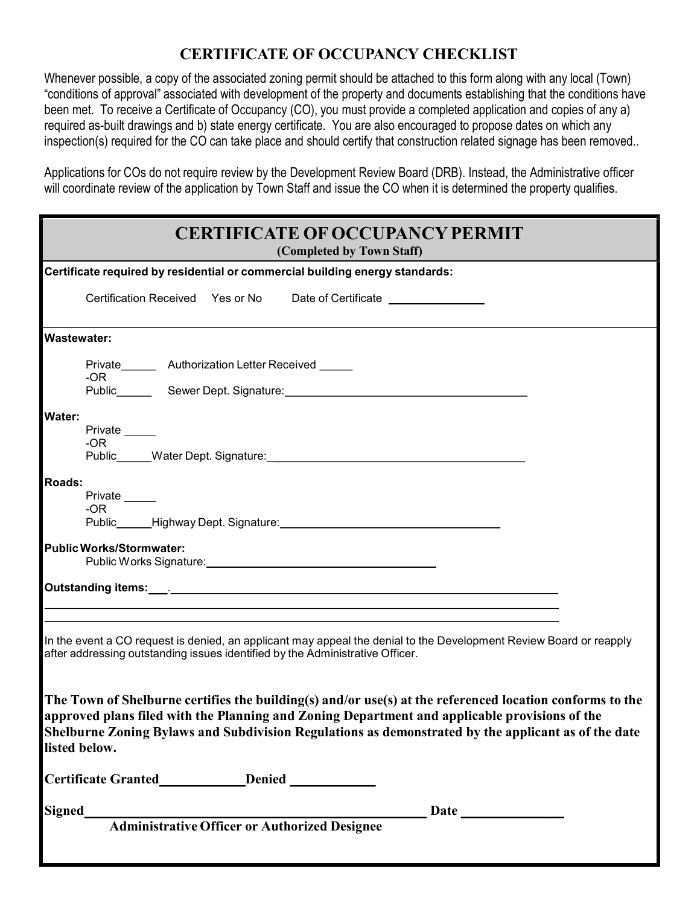# CERTIFICATE OF OCCUPANCY CHECKLIST

Whenever possible, a copy of the associated zoning permit should be attached to this form along with any local (Town) "conditions of approval" associated with development of the property and documents establishing that the conditions have been met. To receive a Certificate of Occupancy (CO), you must provide a completed application and copies of any a) required as-built drawings and b) state energy certificate. You are also encouraged to propose dates on which any inspection(s) required for the CO can take place and should certify that construction related signage has been removed..

Applications for COs do not require review by the Development Review Board (DRB). Instead, the Administrative officer will coordinate review of the application by Town Staff and issue the CO when it is determined the property qualifies.

## CERTIFICATE OF OCCUPANCY PERMIT

**(Completed by Town Staff)**

**Certificate required by residential or commercial building energy standards:**

Certification Received Yes or No Date of Certificate ______________

**Wastewater:**

Private______ Authorization Letter Received _____
-OR
Public______ Sewer Dept. Signature:______________________________________

**Water:**

Private _____
-OR
Public______Water Dept. Signature:_______________________________________

**Roads:**

Private _____
-OR
Public______Highway Dept. Signature:____________________________________

**Public Works/Stormwater:**

Public Works Signature:__________________________________

**Outstanding items:**___.___________________________________________________________
______________________________________________________________________________
______________________________________________________________________________

In the event a CO request is denied, an applicant may appeal the denial to the Development Review Board or reapply after addressing outstanding issues identified by the Administrative Officer.

**The Town of Shelburne certifies the building(s) and/or use(s) at the referenced location conforms to the approved plans filed with the Planning and Zoning Department and applicable provisions of the Shelburne Zoning Bylaws and Subdivision Regulations as demonstrated by the applicant as of the date listed below.**

**Certificate Granted____________Denied ____________**

**Signed__________________________________________________ Date ______________**

**Administrative Officer or Authorized Designee**